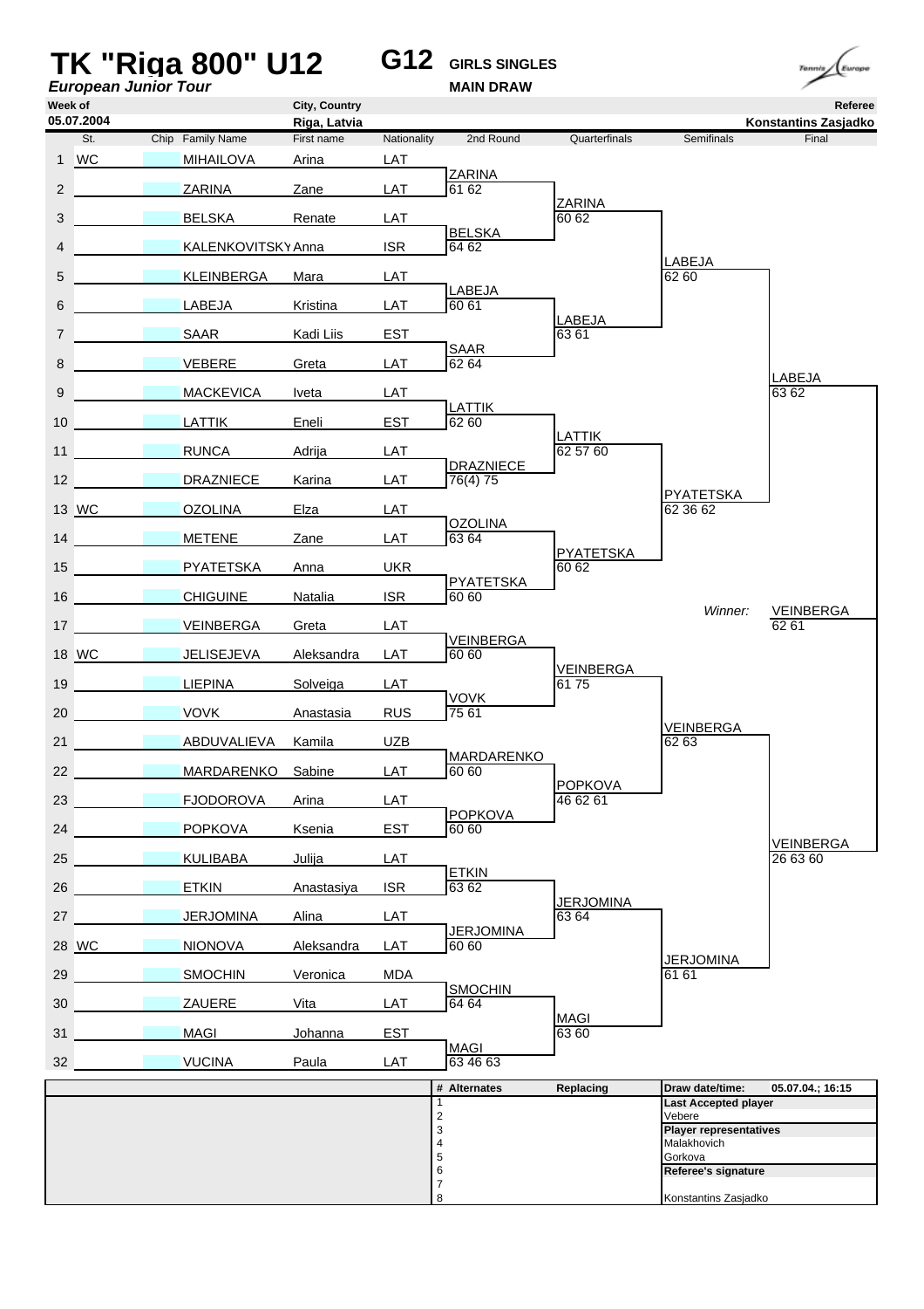# TK "Riga 800" U12

*European Junior Tour*

**G12** GIRLS SINGLES

**MAIN DRAW**

| Week of | City, Country | Referee |
|---|---|---|
| 05.07.2004 | Riga, Latvia | Konstantins Zasjadko |

| # | St. | Chip | Family Name | First name | Nationality | 2nd Round | Quarterfinals | Semifinals | Final |
|---|---|---|---|---|---|---|---|---|---|
| 1 | WC | | MIHAILOVA | Arina | LAT | | | | |
| | | | | | | ZARINA 61 62 | | | |
| 2 | | | ZARINA | Zane | LAT | | | | |
| | | | | | | | ZARINA 60 62 | | |
| 3 | | | BELSKA | Renate | LAT | | | | |
| | | | | | | BELSKA 64 62 | | | |
| 4 | | | KALENKOVITSKY | Anna | ISR | | | | |
| | | | | | | | | LABEJA 62 60 | |
| 5 | | | KLEINBERGA | Mara | LAT | | | | |
| | | | | | | LABEJA 60 61 | | | |
| 6 | | | LABEJA | Kristina | LAT | | | | |
| | | | | | | | LABEJA 63 61 | | |
| 7 | | | SAAR | Kadi Liis | EST | | | | |
| | | | | | | SAAR 62 64 | | | |
| 8 | | | VEBERE | Greta | LAT | | | | |
| | | | | | | | | | LABEJA 63 62 |
| 9 | | | MACKEVICA | Iveta | LAT | | | | |
| | | | | | | LATTIK 62 60 | | | |
| 10 | | | LATTIK | Eneli | EST | | | | |
| | | | | | | | LATTIK 62 57 60 | | |
| 11 | | | RUNCA | Adrija | LAT | | | | |
| | | | | | | DRAZNIECE 76(4) 75 | | | |
| 12 | | | DRAZNIECE | Karina | LAT | | | | |
| | | | | | | | | PYATETSKA 62 36 62 | |
| 13 | WC | | OZOLINA | Elza | LAT | | | | |
| | | | | | | OZOLINA 63 64 | | | |
| 14 | | | METENE | Zane | LAT | | | | |
| | | | | | | | PYATETSKA 60 62 | | |
| 15 | | | PYATETSKA | Anna | UKR | | | | |
| | | | | | | PYATETSKA 60 60 | | | |
| 16 | | | CHIGUINE | Natalia | ISR | | | | |
| | | | | | | | | *Winner:* | VEINBERGA 62 61 |
| 17 | | | VEINBERGA | Greta | LAT | | | | |
| | | | | | | VEINBERGA 60 60 | | | |
| 18 | WC | | JELISEJEVA | Aleksandra | LAT | | | | |
| | | | | | | | VEINBERGA 61 75 | | |
| 19 | | | LIEPINA | Solveiga | LAT | | | | |
| | | | | | | VOVK 75 61 | | | |
| 20 | | | VOVK | Anastasia | RUS | | | | |
| | | | | | | | | VEINBERGA 62 63 | |
| 21 | | | ABDUVALIEVA | Kamila | UZB | | | | |
| | | | | | | MARDARENKO 60 60 | | | |
| 22 | | | MARDARENKO | Sabine | LAT | | | | |
| | | | | | | | POPKOVA 46 62 61 | | |
| 23 | | | FJODOROVA | Arina | LAT | | | | |
| | | | | | | POPKOVA 60 60 | | | |
| 24 | | | POPKOVA | Ksenia | EST | | | | |
| | | | | | | | | | VEINBERGA 26 63 60 |
| 25 | | | KULIBABA | Julija | LAT | | | | |
| | | | | | | ETKIN 63 62 | | | |
| 26 | | | ETKIN | Anastasiya | ISR | | | | |
| | | | | | | | JERJOMINA 63 64 | | |
| 27 | | | JERJOMINA | Alina | LAT | | | | |
| | | | | | | JERJOMINA 60 60 | | | |
| 28 | WC | | NIONOVA | Aleksandra | LAT | | | | |
| | | | | | | | | JERJOMINA 61 61 | |
| 29 | | | SMOCHIN | Veronica | MDA | | | | |
| | | | | | | SMOCHIN 64 64 | | | |
| 30 | | | ZAUERE | Vita | LAT | | | | |
| | | | | | | | MAGI 63 60 | | |
| 31 | | | MAGI | Johanna | EST | | | | |
| | | | | | | MAGI 63 46 63 | | | |
| 32 | | | VUCINA | Paula | LAT | | | | |

| # | Alternates | Replacing |
|---|---|---|
| 1 | | |
| 2 | | |
| 3 | | |
| 4 | | |
| 5 | | |
| 6 | | |
| 7 | | |
| 8 | | |

**Draw date/time:** 05.07.04.; 16:15

**Last Accepted player**
Vebere

**Player representatives**
Malakhovich
Gorkova

**Referee's signature**
Konstantins Zasjadko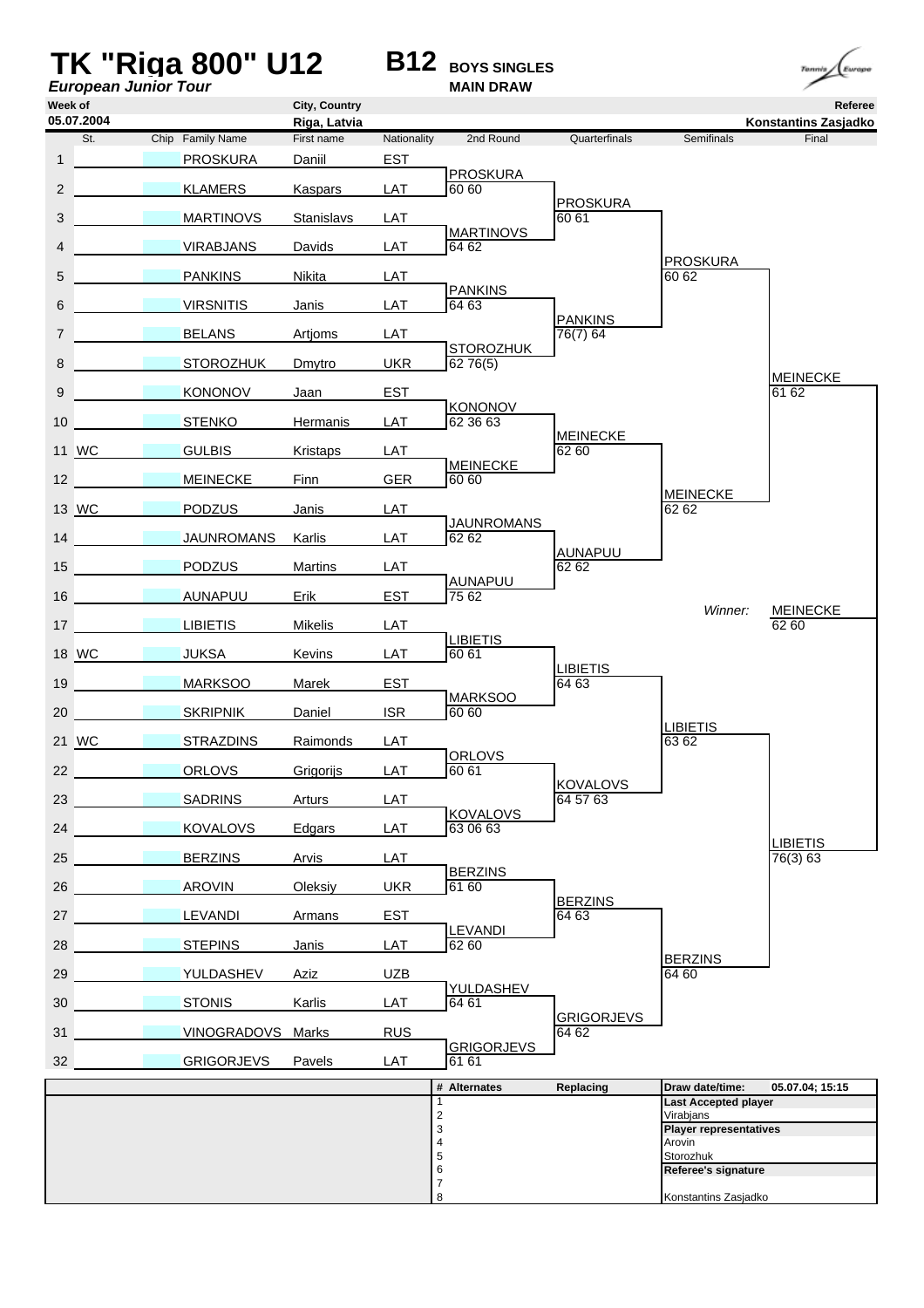# TK "Riga 800" U12

*European Junior Tour*

**B12** **BOYS SINGLES** **MAIN DRAW**

| Week of | City, Country | Referee |
|---|---|---|
| 05.07.2004 | Riga, Latvia | Konstantins Zasjadko |

| # | St. | Chip | Family Name | First name | Nationality | 2nd Round | Quarterfinals | Semifinals | Final |
|---|---|---|---|---|---|---|---|---|---|
| 1 | | | PROSKURA | Daniil | EST | | | | |
| | | | | | | PROSKURA 60 60 | | | |
| 2 | | | KLAMERS | Kaspars | LAT | | | | |
| | | | | | | | PROSKURA 60 61 | | |
| 3 | | | MARTINOVS | Stanislavs | LAT | | | | |
| | | | | | | MARTINOVS 64 62 | | | |
| 4 | | | VIRABJANS | Davids | LAT | | | | |
| | | | | | | | | PROSKURA 60 62 | |
| 5 | | | PANKINS | Nikita | LAT | | | | |
| | | | | | | PANKINS 64 63 | | | |
| 6 | | | VIRSNITIS | Janis | LAT | | | | |
| | | | | | | | PANKINS 76(7) 64 | | |
| 7 | | | BELANS | Artjoms | LAT | | | | |
| | | | | | | STOROZHUK 62 76(5) | | | |
| 8 | | | STOROZHUK | Dmytro | UKR | | | | |
| | | | | | | | | | MEINECKE 61 62 |
| 9 | | | KONONOV | Jaan | EST | | | | |
| | | | | | | KONONOV 62 36 63 | | | |
| 10 | | | STENKO | Hermanis | LAT | | | | |
| | | | | | | | MEINECKE 62 60 | | |
| 11 | WC | | GULBIS | Kristaps | LAT | | | | |
| | | | | | | MEINECKE 60 60 | | | |
| 12 | | | MEINECKE | Finn | GER | | | | |
| | | | | | | | | MEINECKE 62 62 | |
| 13 | WC | | PODZUS | Janis | LAT | | | | |
| | | | | | | JAUNROMANS 62 62 | | | |
| 14 | | | JAUNROMANS | Karlis | LAT | | | | |
| | | | | | | | AUNAPUU 62 62 | | |
| 15 | | | PODZUS | Martins | LAT | | | | |
| | | | | | | AUNAPUU 75 62 | | | |
| 16 | | | AUNAPUU | Erik | EST | | | | |
| | | | | | | | | *Winner:* | MEINECKE 62 60 |
| 17 | | | LIBIETIS | Mikelis | LAT | | | | |
| | | | | | | LIBIETIS 60 61 | | | |
| 18 | WC | | JUKSA | Kevins | LAT | | | | |
| | | | | | | | LIBIETIS 64 63 | | |
| 19 | | | MARKSOO | Marek | EST | | | | |
| | | | | | | MARKSOO 60 60 | | | |
| 20 | | | SKRIPNIK | Daniel | ISR | | | | |
| | | | | | | | | LIBIETIS 63 62 | |
| 21 | WC | | STRAZDINS | Raimonds | LAT | | | | |
| | | | | | | ORLOVS 60 61 | | | |
| 22 | | | ORLOVS | Grigorijs | LAT | | | | |
| | | | | | | | KOVALOVS 64 57 63 | | |
| 23 | | | SADRINS | Arturs | LAT | | | | |
| | | | | | | KOVALOVS 63 06 63 | | | |
| 24 | | | KOVALOVS | Edgars | LAT | | | | |
| | | | | | | | | | LIBIETIS 76(3) 63 |
| 25 | | | BERZINS | Arvis | LAT | | | | |
| | | | | | | BERZINS 61 60 | | | |
| 26 | | | AROVIN | Oleksiy | UKR | | | | |
| | | | | | | | BERZINS 64 63 | | |
| 27 | | | LEVANDI | Armans | EST | | | | |
| | | | | | | LEVANDI 62 60 | | | |
| 28 | | | STEPINS | Janis | LAT | | | | |
| | | | | | | | | BERZINS 64 60 | |
| 29 | | | YULDASHEV | Aziz | UZB | | | | |
| | | | | | | YULDASHEV 64 61 | | | |
| 30 | | | STONIS | Karlis | LAT | | | | |
| | | | | | | | GRIGORJEVS 64 62 | | |
| 31 | | | VINOGRADOVS | Marks | RUS | | | | |
| | | | | | | GRIGORJEVS 61 61 | | | |
| 32 | | | GRIGORJEVS | Pavels | LAT | | | | |

| # | Alternates | Replacing |
|---|---|---|
| 1 | | |
| 2 | | |
| 3 | | |
| 4 | | |
| 5 | | |
| 6 | | |
| 7 | | |
| 8 | | |

**Draw date/time:** 05.07.04; 15:15

**Last Accepted player**
Virabjans

**Player representatives**
Arovin
Storozhuk

**Referee's signature**
Konstantins Zasjadko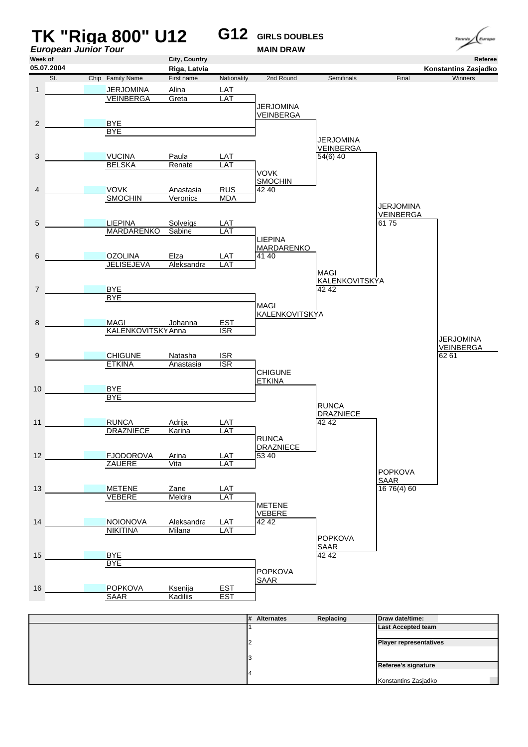# TK "Riga 800" U12

***European Junior Tour***

**G12** **GIRLS DOUBLES**

**MAIN DRAW**

| Week of | City, Country | Referee |
|---|---|---|
| 05.07.2004 | Riga, Latvia | Konstantins Zasjadko |

| St. | Chip | Family Name | First name | Nationality | 2nd Round | Semifinals | Final | Winners |
|---|---|---|---|---|---|---|---|---|
| 1 | | JERJOMINA | Alina | LAT | | | | |
| | | VEINBERGA | Greta | LAT | JERJOMINA VEINBERGA | | | |
| 2 | | BYE | | | | | | |
| | | BYE | | | | JERJOMINA VEINBERGA 54(6) 40 | | |
| 3 | | VUCINA | Paula | LAT | | | | |
| | | BELSKA | Renate | LAT | VOVK SMOCHIN 42 40 | | | |
| 4 | | VOVK | Anastasia | RUS | | | | |
| | | SMOCHIN | Veronica | MDA | | | JERJOMINA VEINBERGA 61 75 | |
| 5 | | LIEPINA | Solveiga | LAT | | | | |
| | | MARDARENKO | Sabine | LAT | LIEPINA MARDARENKO 41 40 | | | |
| 6 | | OZOLINA | Elza | LAT | | | | |
| | | JELISEJEVA | Aleksandra | LAT | | MAGI KALENKOVITSKYA 42 42 | | |
| 7 | | BYE | | | | | | |
| | | BYE | | | MAGI KALENKOVITSKYA | | | |
| 8 | | MAGI | Johanna | EST | | | | |
| | | KALENKOVITSKY | Anna | ISR | | | | JERJOMINA VEINBERGA 62 61 |
| 9 | | CHIGUNE | Natasha | ISR | | | | |
| | | ETKINA | Anastasia | ISR | CHIGUNE ETKINA | | | |
| 10 | | BYE | | | | | | |
| | | BYE | | | | RUNCA DRAZNIECE 42 42 | | |
| 11 | | RUNCA | Adrija | LAT | | | | |
| | | DRAZNIECE | Karina | LAT | RUNCA DRAZNIECE 53 40 | | | |
| 12 | | FJODOROVA | Arina | LAT | | | | |
| | | ZAUERE | Vita | LAT | | | POPKOVA SAAR 16 76(4) 60 | |
| 13 | | METENE | Zane | LAT | | | | |
| | | VEBERE | Meldra | LAT | METENE VEBERE 42 42 | | | |
| 14 | | NOIONOVA | Aleksandra | LAT | | | | |
| | | NIKITINA | Milana | LAT | | POPKOVA SAAR 42 42 | | |
| 15 | | BYE | | | | | | |
| | | BYE | | | POPKOVA SAAR | | | |
| 16 | | POPKOVA | Ksenija | EST | | | | |
| | | SAAR | Kadiliis | EST | | | | |

| # | Alternates | Replacing | Draw date/time: |
|---|---|---|---|
| 1 | | | Last Accepted team |
| 2 | | | Player representatives |
| 3 | | | Referee's signature |
| 4 | | | Konstantins Zasjadko |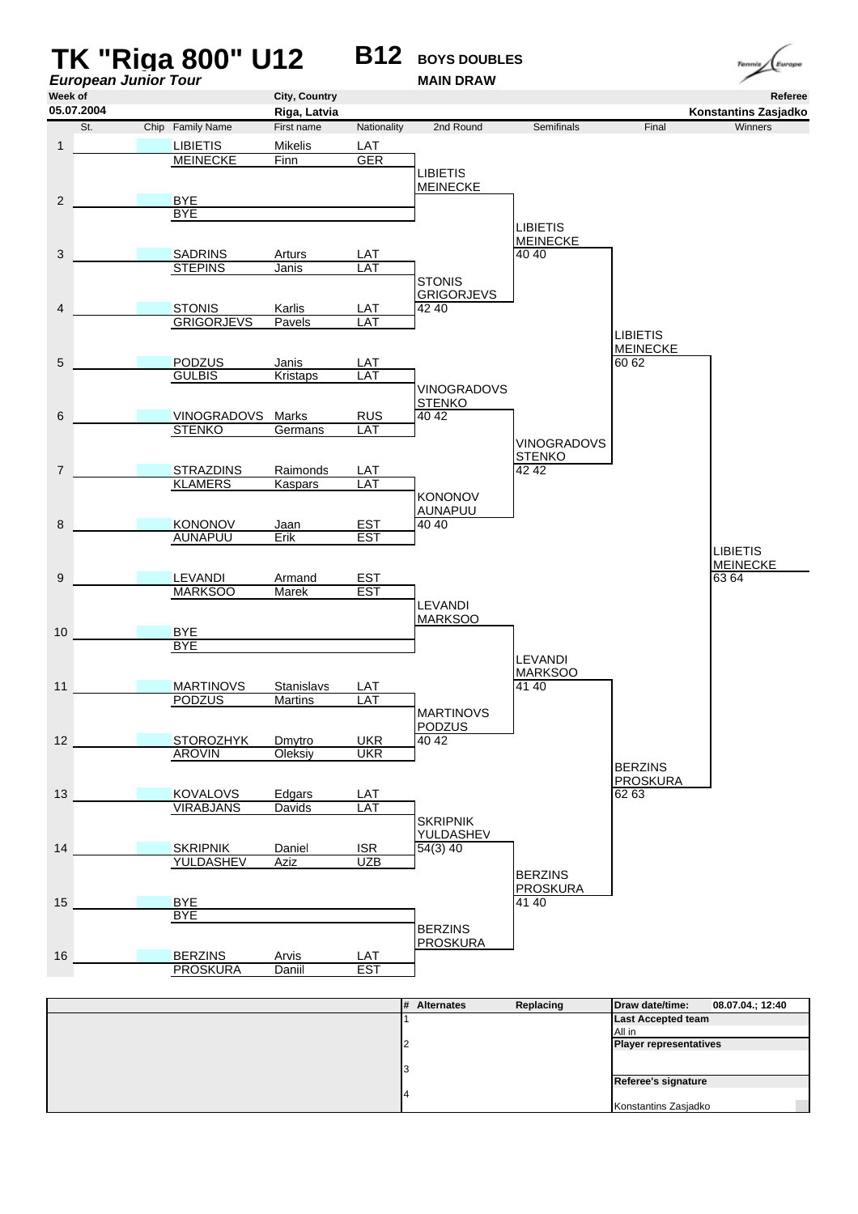# TK "Riga 800" U12

**B12** **BOYS DOUBLES**

*European Junior Tour* **MAIN DRAW**

| Week of | City, Country | Referee |
|---|---|---|
| 05.07.2004 | Riga, Latvia | Konstantins Zasjadko |

| St. | Chip | Family Name | First name | Nationality | 2nd Round | Semifinals | Final | Winners |
|---|---|---|---|---|---|---|---|---|
| 1 | | LIBIETIS / MEINECKE | Mikelis / Finn | LAT / GER | | | | |
| | | | | | LIBIETIS / MEINECKE | | | |
| 2 | | BYE / BYE | | | | | | |
| | | | | | | LIBIETIS / MEINECKE 40 40 | | |
| 3 | | SADRINS / STEPINS | Arturs / Janis | LAT / LAT | | | | |
| | | | | | STONIS / GRIGORJEVS 42 40 | | | |
| 4 | | STONIS / GRIGORJEVS | Karlis / Pavels | LAT / LAT | | | | |
| | | | | | | | LIBIETIS / MEINECKE 60 62 | |
| 5 | | PODZUS / GULBIS | Janis / Kristaps | LAT / LAT | | | | |
| | | | | | VINOGRADOVS / STENKO 40 42 | | | |
| 6 | | VINOGRADOVS / STENKO | Marks / Germans | RUS / LAT | | | | |
| | | | | | | VINOGRADOVS / STENKO 42 42 | | |
| 7 | | STRAZDINS / KLAMERS | Raimonds / Kaspars | LAT / LAT | | | | |
| | | | | | KONONOV / AUNAPUU 40 40 | | | |
| 8 | | KONONOV / AUNAPUU | Jaan / Erik | EST / EST | | | | |
| | | | | | | | | LIBIETIS / MEINECKE 63 64 |
| 9 | | LEVANDI / MARKSOO | Armand / Marek | EST / EST | | | | |
| | | | | | LEVANDI / MARKSOO | | | |
| 10 | | BYE / BYE | | | | | | |
| | | | | | | LEVANDI / MARKSOO 41 40 | | |
| 11 | | MARTINOVS / PODZUS | Stanislavs / Martins | LAT / LAT | | | | |
| | | | | | MARTINOVS / PODZUS 40 42 | | | |
| 12 | | STOROZHYK / AROVIN | Dmytro / Oleksiy | UKR / UKR | | | | |
| | | | | | | | BERZINS / PROSKURA 62 63 | |
| 13 | | KOVALOVS / VIRABJANS | Edgars / Davids | LAT / LAT | | | | |
| | | | | | SKRIPNIK / YULDASHEV 54(3) 40 | | | |
| 14 | | SKRIPNIK / YULDASHEV | Daniel / Aziz | ISR / UZB | | | | |
| | | | | | | BERZINS / PROSKURA 41 40 | | |
| 15 | | BYE / BYE | | | | | | |
| | | | | | BERZINS / PROSKURA | | | |
| 16 | | BERZINS / PROSKURA | Arvis / Daniil | LAT / EST | | | | |

| # | Alternates | Replacing | Draw date/time: 08.07.04.; 12:40 |
|---|---|---|---|
| 1 | | | Last Accepted team: All in |
| 2 | | | Player representatives |
| 3 | | | Referee's signature |
| 4 | | | Konstantins Zasjadko |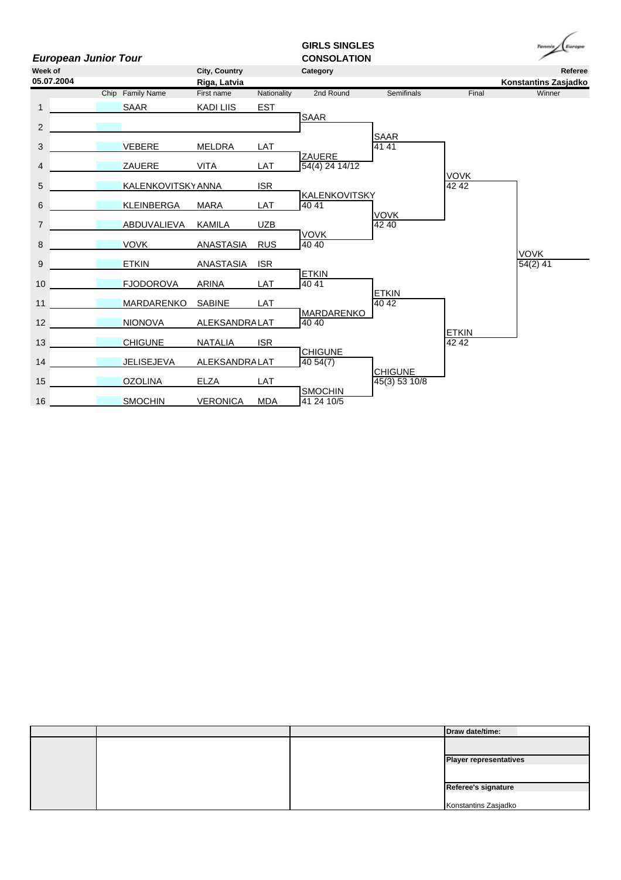***European Junior Tour***

**GIRLS SINGLES**
**CONSOLATION**

| Week of | City, Country | Category | Referee |
|---|---|---|---|
| **05.07.2004** | **Riga, Latvia** | | **Konstantins Zasjadko** |

| | Chip | Family Name | First name | Nationality | 2nd Round | Semifinals | Final | Winner |
|---|---|---|---|---|---|---|---|---|
| 1 | | SAAR | KADI LIIS | EST | | | | |
| | | | | | SAAR | | | |
| 2 | | | | | | | | |
| | | | | | | SAAR 41 41 | | |
| 3 | | VEBERE | MELDRA | LAT | | | | |
| | | | | | ZAUERE 54(4) 24 14/12 | | | |
| 4 | | ZAUERE | VITA | LAT | | | | |
| | | | | | | | VOVK 42 42 | |
| 5 | | KALENKOVITSKY | ANNA | ISR | | | | |
| | | | | | KALENKOVITSKY 40 41 | | | |
| 6 | | KLEINBERGA | MARA | LAT | | | | |
| | | | | | | VOVK 42 40 | | |
| 7 | | ABDUVALIEVA | KAMILA | UZB | | | | |
| | | | | | VOVK 40 40 | | | |
| 8 | | VOVK | ANASTASIA | RUS | | | | |
| | | | | | | | | VOVK 54(2) 41 |
| 9 | | ETKIN | ANASTASIA | ISR | | | | |
| | | | | | ETKIN 40 41 | | | |
| 10 | | FJODOROVA | ARINA | LAT | | | | |
| | | | | | | ETKIN 40 42 | | |
| 11 | | MARDARENKO | SABINE | LAT | | | | |
| | | | | | MARDARENKO 40 40 | | | |
| 12 | | NIONOVA | ALEKSANDRA | LAT | | | | |
| | | | | | | | ETKIN 42 42 | |
| 13 | | CHIGUNE | NATALIA | ISR | | | | |
| | | | | | CHIGUNE 40 54(7) | | | |
| 14 | | JELISEJEVA | ALEKSANDRA | LAT | | | | |
| | | | | | | CHIGUNE 45(3) 53 10/8 | | |
| 15 | | OZOLINA | ELZA | LAT | | | | |
| | | | | | SMOCHIN 41 24 10/5 | | | |
| 16 | | SMOCHIN | VERONICA | MDA | | | | |

| | | | Draw date/time: |
|---|---|---|---|
| | | | |
| | | | **Player representatives** |
| | | | |
| | | | **Referee's signature** |
| | | | Konstantins Zasjadko |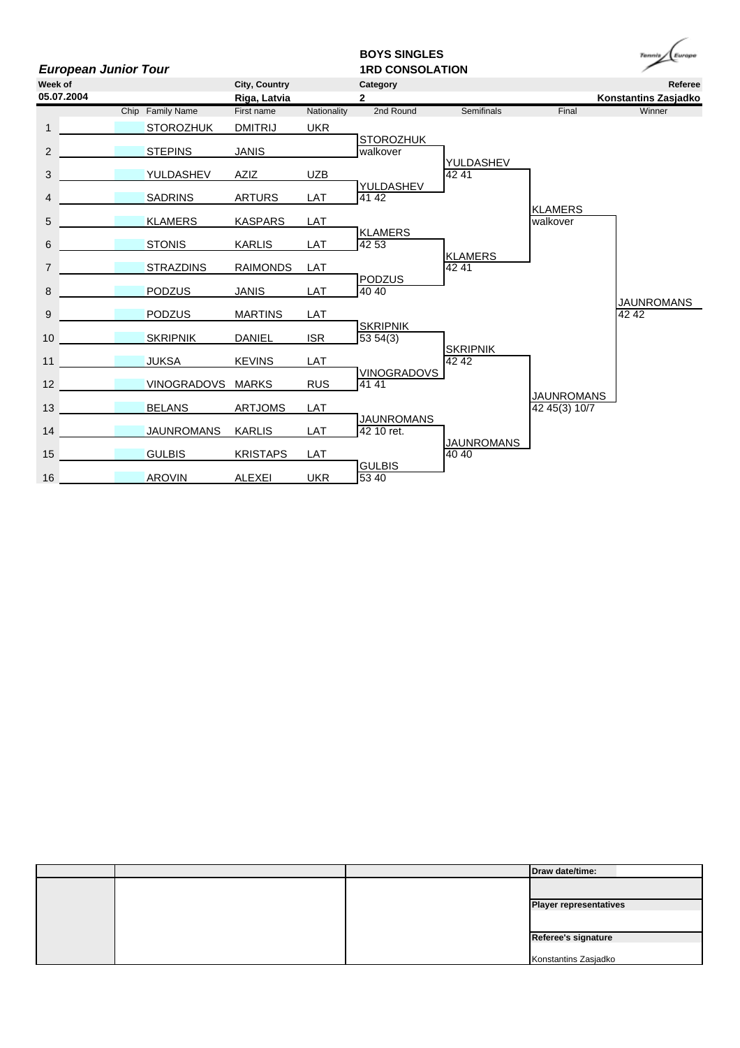## European Junior Tour

**BOYS SINGLES**
**1RD CONSOLATION**

| Week of | City, Country | Category | Referee |
| --- | --- | --- | --- |
| 05.07.2004 | Riga, Latvia | 2 | Konstantins Zasjadko |

| # | Chip | Family Name | First name | Nationality | 2nd Round | Semifinals | Final | Winner |
| --- | --- | --- | --- | --- | --- | --- | --- | --- |
| 1 | | STOROZHUK | DMITRIJ | UKR | | | | |
| | | | | | STOROZHUK walkover | | | |
| 2 | | STEPINS | JANIS | | | | | |
| | | | | | | YULDASHEV 42 41 | | |
| 3 | | YULDASHEV | AZIZ | UZB | | | | |
| | | | | | YULDASHEV 41 42 | | | |
| 4 | | SADRINS | ARTURS | LAT | | | | |
| | | | | | | | KLAMERS walkover | |
| 5 | | KLAMERS | KASPARS | LAT | | | | |
| | | | | | KLAMERS 42 53 | | | |
| 6 | | STONIS | KARLIS | LAT | | | | |
| | | | | | | KLAMERS 42 41 | | |
| 7 | | STRAZDINS | RAIMONDS | LAT | | | | |
| | | | | | PODZUS 40 40 | | | |
| 8 | | PODZUS | JANIS | LAT | | | | |
| | | | | | | | | JAUNROMANS 42 42 |
| 9 | | PODZUS | MARTINS | LAT | | | | |
| | | | | | SKRIPNIK 53 54(3) | | | |
| 10 | | SKRIPNIK | DANIEL | ISR | | | | |
| | | | | | | SKRIPNIK 42 42 | | |
| 11 | | JUKSA | KEVINS | LAT | | | | |
| | | | | | VINOGRADOVS 41 41 | | | |
| 12 | | VINOGRADOVS | MARKS | RUS | | | | |
| | | | | | | | JAUNROMANS 42 45(3) 10/7 | |
| 13 | | BELANS | ARTJOMS | LAT | | | | |
| | | | | | JAUNROMANS 42 10 ret. | | | |
| 14 | | JAUNROMANS | KARLIS | LAT | | | | |
| | | | | | | JAUNROMANS 40 40 | | |
| 15 | | GULBIS | KRISTAPS | LAT | | | | |
| | | | | | GULBIS 53 40 | | | |
| 16 | | AROVIN | ALEXEI | UKR | | | | |

| | | | |
| --- | --- | --- | --- |
| | | | Draw date/time: |
| | | | Player representatives |
| | | | Referee's signature |
| | | | Konstantins Zasjadko |